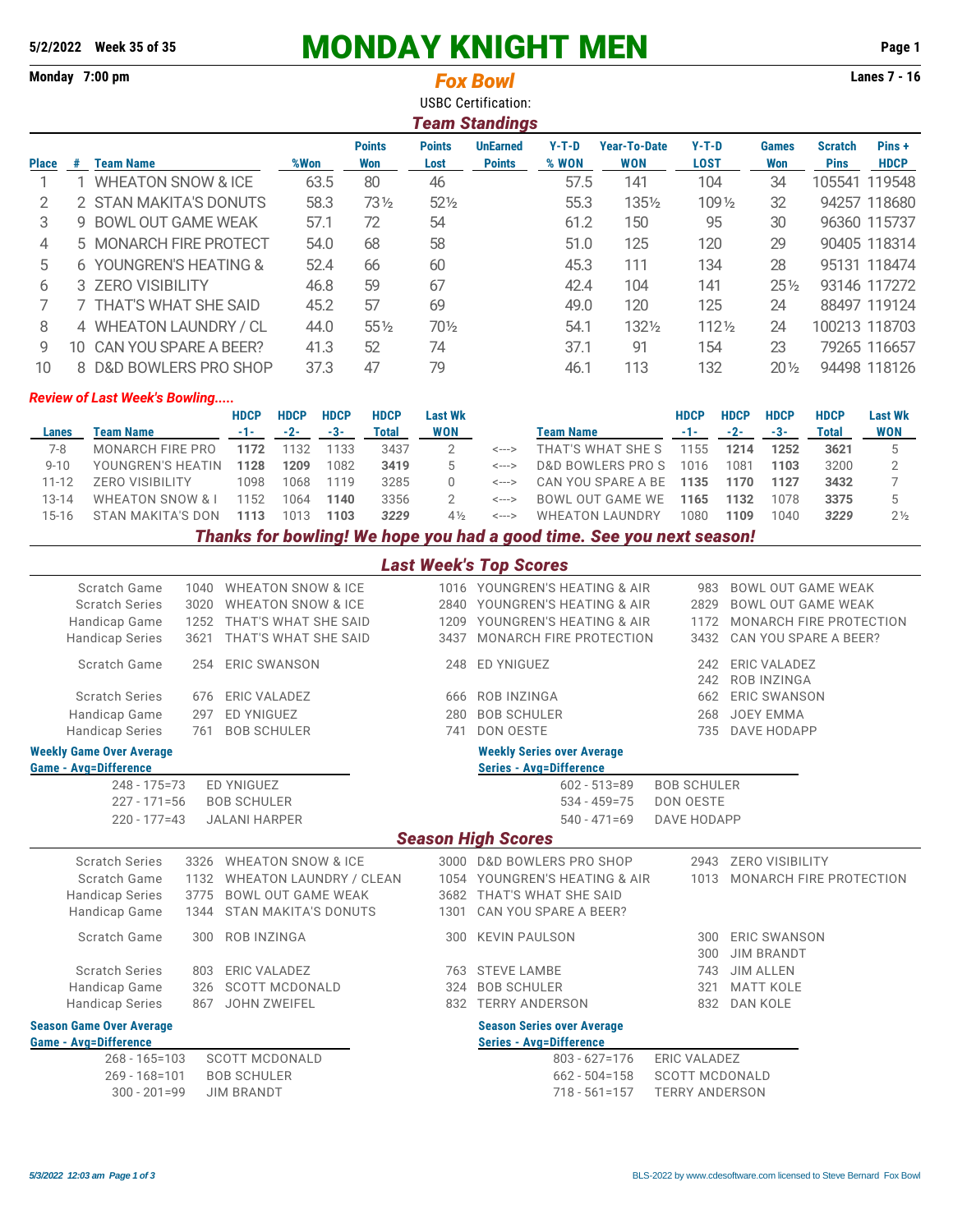5/2/2022 Week 35 of 35

# MONDAY KNIGHT MEN

Monday 7:00 pm

## *Fox Bowl*

Lanes 7 - 16

USBC Certification:

### *Team Standings*

| Place | # | Team Name | %Won | Points Won | Points Lost | UnEarned Points | Y-T-D % WON | Year-To-Date WON | Y-T-D LOST | Games Won | Scratch Pins | Pins + HDCP |
|---|---|---|---|---|---|---|---|---|---|---|---|---|
| 1 | 1 | WHEATON SNOW & ICE | 63.5 | 80 | 46 | | 57.5 | 141 | 104 | 34 | 105541 | 119548 |
| 2 | 2 | STAN MAKITA'S DONUTS | 58.3 | 73½ | 52½ | | 55.3 | 135½ | 109½ | 32 | 94257 | 118680 |
| 3 | 9 | BOWL OUT GAME WEAK | 57.1 | 72 | 54 | | 61.2 | 150 | 95 | 30 | 96360 | 115737 |
| 4 | 5 | MONARCH FIRE PROTECT | 54.0 | 68 | 58 | | 51.0 | 125 | 120 | 29 | 90405 | 118314 |
| 5 | 6 | YOUNGREN'S HEATING & | 52.4 | 66 | 60 | | 45.3 | 111 | 134 | 28 | 95131 | 118474 |
| 6 | 3 | ZERO VISIBILITY | 46.8 | 59 | 67 | | 42.4 | 104 | 141 | 25½ | 93146 | 117272 |
| 7 | 7 | THAT'S WHAT SHE SAID | 45.2 | 57 | 69 | | 49.0 | 120 | 125 | 24 | 88497 | 119124 |
| 8 | 4 | WHEATON LAUNDRY / CL | 44.0 | 55½ | 70½ | | 54.1 | 132½ | 112½ | 24 | 100213 | 118703 |
| 9 | 10 | CAN YOU SPARE A BEER? | 41.3 | 52 | 74 | | 37.1 | 91 | 154 | 23 | 79265 | 116657 |
| 10 | 8 | D&D BOWLERS PRO SHOP | 37.3 | 47 | 79 | | 46.1 | 113 | 132 | 20½ | 94498 | 118126 |

*Review of Last Week's Bowling.....*

| Lanes | Team Name | HDCP -1- | HDCP -2- | HDCP -3- | HDCP Total | Last Wk WON | | Team Name | HDCP -1- | HDCP -2- | HDCP -3- | HDCP Total | Last Wk WON |
|---|---|---|---|---|---|---|---|---|---|---|---|---|---|
| 7-8 | MONARCH FIRE PRO | **1172** | 1132 | 1133 | 3437 | 2 | <---> | THAT'S WHAT SHE S | 1155 | **1214** | **1252** | **3621** | 5 |
| 9-10 | YOUNGREN'S HEATIN | **1128** | **1209** | 1082 | **3419** | 5 | <---> | D&D BOWLERS PRO S | 1016 | 1081 | **1103** | 3200 | 2 |
| 11-12 | ZERO VISIBILITY | 1098 | 1068 | 1119 | 3285 | 0 | <---> | CAN YOU SPARE A BE | **1135** | **1170** | **1127** | **3432** | 7 |
| 13-14 | WHEATON SNOW & I | 1152 | 1064 | **1140** | 3356 | 2 | <---> | BOWL OUT GAME WE | **1165** | **1132** | 1078 | **3375** | 5 |
| 15-16 | STAN MAKITA'S DON | **1113** | 1013 | **1103** | *3229* | 4½ | <---> | WHEATON LAUNDRY | 1080 | **1109** | 1040 | *3229* | 2½ |

***Thanks for bowling! We hope you had a good time. See you next season!***

### *Last Week's Top Scores*

| | | | | | | |
|---|---|---|---|---|---|---|
| Scratch Game | 1040 | WHEATON SNOW & ICE | 1016 | YOUNGREN'S HEATING & AIR | 983 | BOWL OUT GAME WEAK |
| Scratch Series | 3020 | WHEATON SNOW & ICE | 2840 | YOUNGREN'S HEATING & AIR | 2829 | BOWL OUT GAME WEAK |
| Handicap Game | 1252 | THAT'S WHAT SHE SAID | 1209 | YOUNGREN'S HEATING & AIR | 1172 | MONARCH FIRE PROTECTION |
| Handicap Series | 3621 | THAT'S WHAT SHE SAID | 3437 | MONARCH FIRE PROTECTION | 3432 | CAN YOU SPARE A BEER? |
| Scratch Game | 254 | ERIC SWANSON | 248 | ED YNIGUEZ | 242 | ERIC VALADEZ |
| | | | | | 242 | ROB INZINGA |
| Scratch Series | 676 | ERIC VALADEZ | 666 | ROB INZINGA | 662 | ERIC SWANSON |
| Handicap Game | 297 | ED YNIGUEZ | 280 | BOB SCHULER | 268 | JOEY EMMA |
| Handicap Series | 761 | BOB SCHULER | 741 | DON OESTE | 735 | DAVE HODAPP |

**Weekly Game Over Average**

| Game - Avg=Difference | |
|---|---|
| 248 - 175=73 | ED YNIGUEZ |
| 227 - 171=56 | BOB SCHULER |
| 220 - 177=43 | JALANI HARPER |

**Weekly Series over Average**

| Series - Avg=Difference | |
|---|---|
| 602 - 513=89 | BOB SCHULER |
| 534 - 459=75 | DON OESTE |
| 540 - 471=69 | DAVE HODAPP |

### *Season High Scores*

| | | | | | | |
|---|---|---|---|---|---|---|
| Scratch Series | 3326 | WHEATON SNOW & ICE | 3000 | D&D BOWLERS PRO SHOP | 2943 | ZERO VISIBILITY |
| Scratch Game | 1132 | WHEATON LAUNDRY / CLEAN | 1054 | YOUNGREN'S HEATING & AIR | 1013 | MONARCH FIRE PROTECTION |
| Handicap Series | 3775 | BOWL OUT GAME WEAK | 3682 | THAT'S WHAT SHE SAID | | |
| Handicap Game | 1344 | STAN MAKITA'S DONUTS | 1301 | CAN YOU SPARE A BEER? | | |
| Scratch Game | 300 | ROB INZINGA | 300 | KEVIN PAULSON | 300 | ERIC SWANSON |
| | | | | | 300 | JIM BRANDT |
| Scratch Series | 803 | ERIC VALADEZ | 763 | STEVE LAMBE | 743 | JIM ALLEN |
| Handicap Game | 326 | SCOTT MCDONALD | 324 | BOB SCHULER | 321 | MATT KOLE |
| Handicap Series | 867 | JOHN ZWEIFEL | 832 | TERRY ANDERSON | 832 | DAN KOLE |

**Season Game Over Average**

| Game - Avg=Difference | |
|---|---|
| 268 - 165=103 | SCOTT MCDONALD |
| 269 - 168=101 | BOB SCHULER |
| 300 - 201=99 | JIM BRANDT |

**Season Series over Average**

| Series - Avg=Difference | |
|---|---|
| 803 - 627=176 | ERIC VALADEZ |
| 662 - 504=158 | SCOTT MCDONALD |
| 718 - 561=157 | TERRY ANDERSON |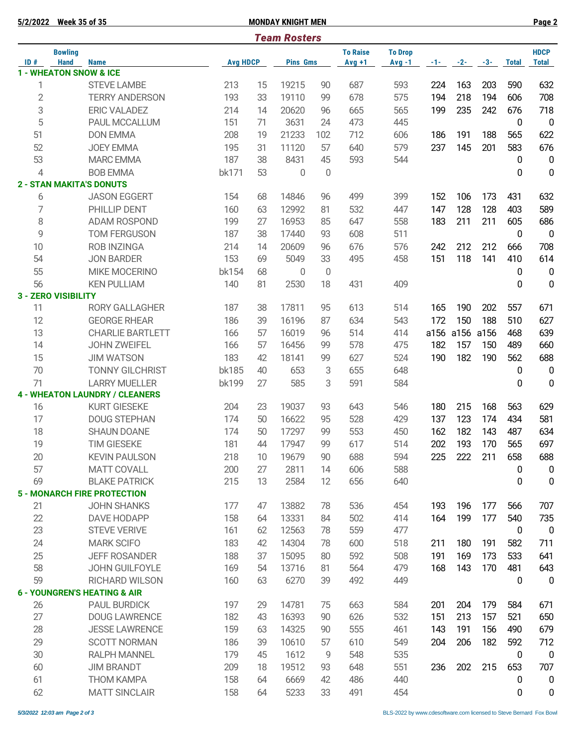5/2/2022 Week 35 of 35 — MONDAY KNIGHT MEN

## Team Rosters

| ID # | Bowling Hand | Name | Avg | HDCP | Pins | Gms | To Raise Avg +1 | To Drop Avg -1 | -1- | -2- | -3- | Total | HDCP Total |
|---|---|---|---|---|---|---|---|---|---|---|---|---|---|
| **1 - WHEATON SNOW & ICE** | | | | | | | | | | | | | |
| 1 | | STEVE LAMBE | 213 | 15 | 19215 | 90 | 687 | 593 | 224 | 163 | 203 | 590 | 632 |
| 2 | | TERRY ANDERSON | 193 | 33 | 19110 | 99 | 678 | 575 | 194 | 218 | 194 | 606 | 708 |
| 3 | | ERIC VALADEZ | 214 | 14 | 20620 | 96 | 665 | 565 | 199 | 235 | 242 | 676 | 718 |
| 5 | | PAUL MCCALLUM | 151 | 71 | 3631 | 24 | 473 | 445 | | | | 0 | 0 |
| 51 | | DON EMMA | 208 | 19 | 21233 | 102 | 712 | 606 | 186 | 191 | 188 | 565 | 622 |
| 52 | | JOEY EMMA | 195 | 31 | 11120 | 57 | 640 | 579 | 237 | 145 | 201 | 583 | 676 |
| 53 | | MARC EMMA | 187 | 38 | 8431 | 45 | 593 | 544 | | | | 0 | 0 |
| 4 | | BOB EMMA | bk171 | 53 | 0 | 0 | | | | | | 0 | 0 |
| **2 - STAN MAKITA'S DONUTS** | | | | | | | | | | | | | |
| 6 | | JASON EGGERT | 154 | 68 | 14846 | 96 | 499 | 399 | 152 | 106 | 173 | 431 | 632 |
| 7 | | PHILLIP DENT | 160 | 63 | 12992 | 81 | 532 | 447 | 147 | 128 | 128 | 403 | 589 |
| 8 | | ADAM ROSPOND | 199 | 27 | 16953 | 85 | 647 | 558 | 183 | 211 | 211 | 605 | 686 |
| 9 | | TOM FERGUSON | 187 | 38 | 17440 | 93 | 608 | 511 | | | | 0 | 0 |
| 10 | | ROB INZINGA | 214 | 14 | 20609 | 96 | 676 | 576 | 242 | 212 | 212 | 666 | 708 |
| 54 | | JON BARDER | 153 | 69 | 5049 | 33 | 495 | 458 | 151 | 118 | 141 | 410 | 614 |
| 55 | | MIKE MOCERINO | bk154 | 68 | 0 | 0 | | | | | | 0 | 0 |
| 56 | | KEN PULLIAM | 140 | 81 | 2530 | 18 | 431 | 409 | | | | 0 | 0 |
| **3 - ZERO VISIBILITY** | | | | | | | | | | | | | |
| 11 | | RORY GALLAGHER | 187 | 38 | 17811 | 95 | 613 | 514 | 165 | 190 | 202 | 557 | 671 |
| 12 | | GEORGE RHEAR | 186 | 39 | 16196 | 87 | 634 | 543 | 172 | 150 | 188 | 510 | 627 |
| 13 | | CHARLIE BARTLETT | 166 | 57 | 16019 | 96 | 514 | 414 | a156 | a156 | a156 | 468 | 639 |
| 14 | | JOHN ZWEIFEL | 166 | 57 | 16456 | 99 | 578 | 475 | 182 | 157 | 150 | 489 | 660 |
| 15 | | JIM WATSON | 183 | 42 | 18141 | 99 | 627 | 524 | 190 | 182 | 190 | 562 | 688 |
| 70 | | TONNY GILCHRIST | bk185 | 40 | 653 | 3 | 655 | 648 | | | | 0 | 0 |
| 71 | | LARRY MUELLER | bk199 | 27 | 585 | 3 | 591 | 584 | | | | 0 | 0 |
| **4 - WHEATON LAUNDRY / CLEANERS** | | | | | | | | | | | | | |
| 16 | | KURT GIESEKE | 204 | 23 | 19037 | 93 | 643 | 546 | 180 | 215 | 168 | 563 | 629 |
| 17 | | DOUG STEPHAN | 174 | 50 | 16622 | 95 | 528 | 429 | 137 | 123 | 174 | 434 | 581 |
| 18 | | SHAUN DOANE | 174 | 50 | 17297 | 99 | 553 | 450 | 162 | 182 | 143 | 487 | 634 |
| 19 | | TIM GIESEKE | 181 | 44 | 17947 | 99 | 617 | 514 | 202 | 193 | 170 | 565 | 697 |
| 20 | | KEVIN PAULSON | 218 | 10 | 19679 | 90 | 688 | 594 | 225 | 222 | 211 | 658 | 688 |
| 57 | | MATT COVALL | 200 | 27 | 2811 | 14 | 606 | 588 | | | | 0 | 0 |
| 69 | | BLAKE PATRICK | 215 | 13 | 2584 | 12 | 656 | 640 | | | | 0 | 0 |
| **5 - MONARCH FIRE PROTECTION** | | | | | | | | | | | | | |
| 21 | | JOHN SHANKS | 177 | 47 | 13882 | 78 | 536 | 454 | 193 | 196 | 177 | 566 | 707 |
| 22 | | DAVE HODAPP | 158 | 64 | 13331 | 84 | 502 | 414 | 164 | 199 | 177 | 540 | 735 |
| 23 | | STEVE VERIVE | 161 | 62 | 12563 | 78 | 559 | 477 | | | | 0 | 0 |
| 24 | | MARK SCIFO | 183 | 42 | 14304 | 78 | 600 | 518 | 211 | 180 | 191 | 582 | 711 |
| 25 | | JEFF ROSANDER | 188 | 37 | 15095 | 80 | 592 | 508 | 191 | 169 | 173 | 533 | 641 |
| 58 | | JOHN GUILFOYLE | 169 | 54 | 13716 | 81 | 564 | 479 | 168 | 143 | 170 | 481 | 643 |
| 59 | | RICHARD WILSON | 160 | 63 | 6270 | 39 | 492 | 449 | | | | 0 | 0 |
| **6 - YOUNGREN'S HEATING & AIR** | | | | | | | | | | | | | |
| 26 | | PAUL BURDICK | 197 | 29 | 14781 | 75 | 663 | 584 | 201 | 204 | 179 | 584 | 671 |
| 27 | | DOUG LAWRENCE | 182 | 43 | 16393 | 90 | 626 | 532 | 151 | 213 | 157 | 521 | 650 |
| 28 | | JESSE LAWRENCE | 159 | 63 | 14325 | 90 | 555 | 461 | 143 | 191 | 156 | 490 | 679 |
| 29 | | SCOTT NORMAN | 186 | 39 | 10610 | 57 | 610 | 549 | 204 | 206 | 182 | 592 | 712 |
| 30 | | RALPH MANNEL | 179 | 45 | 1612 | 9 | 548 | 535 | | | | 0 | 0 |
| 60 | | JIM BRANDT | 209 | 18 | 19512 | 93 | 648 | 551 | 236 | 202 | 215 | 653 | 707 |
| 61 | | THOM KAMPA | 158 | 64 | 6669 | 42 | 486 | 440 | | | | 0 | 0 |
| 62 | | MATT SINCLAIR | 158 | 64 | 5233 | 33 | 491 | 454 | | | | 0 | 0 |

*5/3/2022 12:03 am*

BLS-2022 by www.cdesoftware.com licensed to Steve Bernard Fox Bowl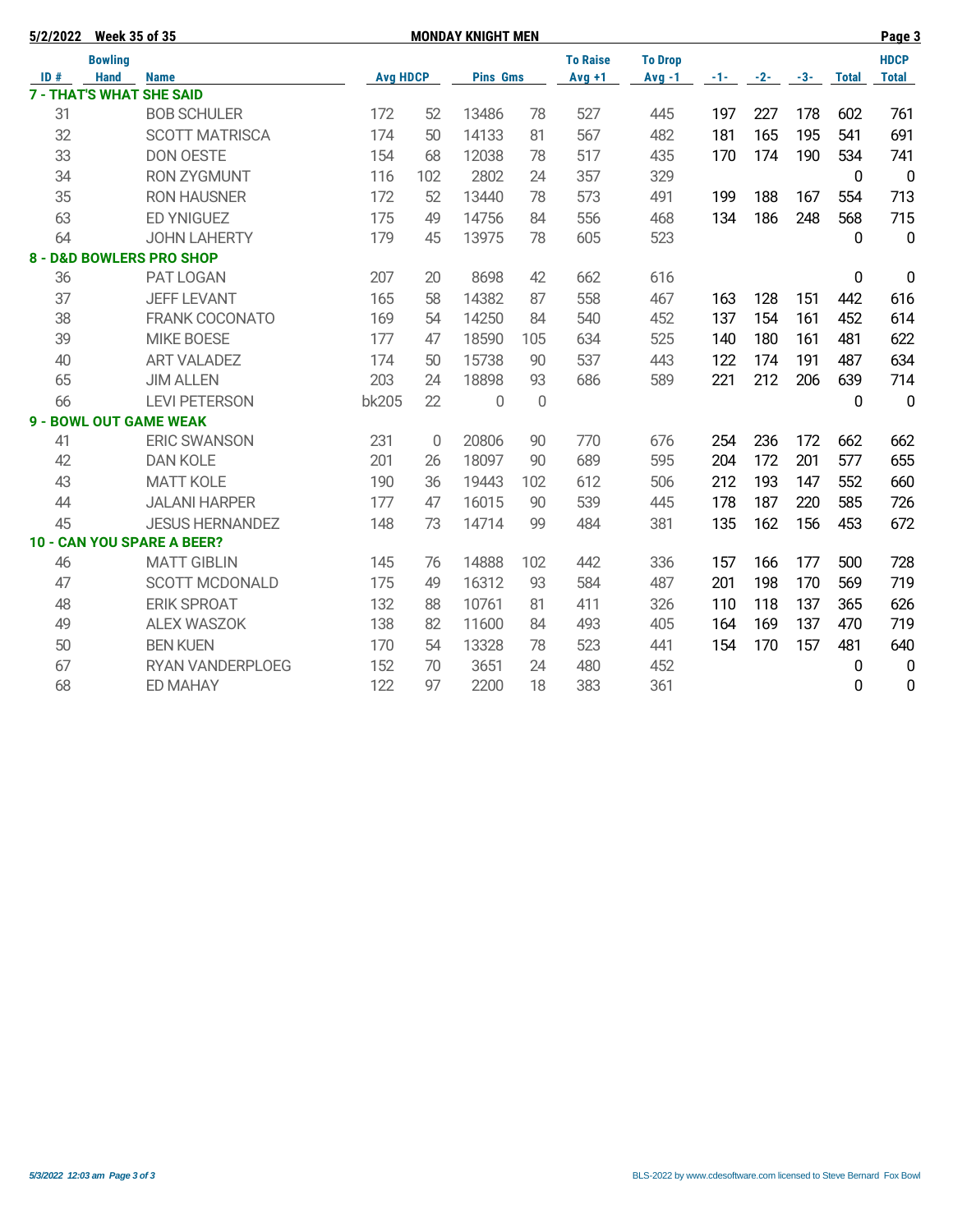**5/2/2022 Week 35 of 35** — **MONDAY KNIGHT MEN**

| ID # | Bowling Hand | Name | Avg | HDCP | Pins | Gms | To Raise Avg +1 | To Drop Avg -1 | -1- | -2- | -3- | Total | HDCP Total |
|---|---|---|---|---|---|---|---|---|---|---|---|---|---|
| **7 - THAT'S WHAT SHE SAID** | | | | | | | | | | | | | |
| 31 | | BOB SCHULER | 172 | 52 | 13486 | 78 | 527 | 445 | 197 | 227 | 178 | 602 | 761 |
| 32 | | SCOTT MATRISCA | 174 | 50 | 14133 | 81 | 567 | 482 | 181 | 165 | 195 | 541 | 691 |
| 33 | | DON OESTE | 154 | 68 | 12038 | 78 | 517 | 435 | 170 | 174 | 190 | 534 | 741 |
| 34 | | RON ZYGMUNT | 116 | 102 | 2802 | 24 | 357 | 329 | | | | 0 | 0 |
| 35 | | RON HAUSNER | 172 | 52 | 13440 | 78 | 573 | 491 | 199 | 188 | 167 | 554 | 713 |
| 63 | | ED YNIGUEZ | 175 | 49 | 14756 | 84 | 556 | 468 | 134 | 186 | 248 | 568 | 715 |
| 64 | | JOHN LAHERTY | 179 | 45 | 13975 | 78 | 605 | 523 | | | | 0 | 0 |
| **8 - D&D BOWLERS PRO SHOP** | | | | | | | | | | | | | |
| 36 | | PAT LOGAN | 207 | 20 | 8698 | 42 | 662 | 616 | | | | 0 | 0 |
| 37 | | JEFF LEVANT | 165 | 58 | 14382 | 87 | 558 | 467 | 163 | 128 | 151 | 442 | 616 |
| 38 | | FRANK COCONATO | 169 | 54 | 14250 | 84 | 540 | 452 | 137 | 154 | 161 | 452 | 614 |
| 39 | | MIKE BOESE | 177 | 47 | 18590 | 105 | 634 | 525 | 140 | 180 | 161 | 481 | 622 |
| 40 | | ART VALADEZ | 174 | 50 | 15738 | 90 | 537 | 443 | 122 | 174 | 191 | 487 | 634 |
| 65 | | JIM ALLEN | 203 | 24 | 18898 | 93 | 686 | 589 | 221 | 212 | 206 | 639 | 714 |
| 66 | | LEVI PETERSON | bk205 | 22 | 0 | 0 | | | | | | 0 | 0 |
| **9 - BOWL OUT GAME WEAK** | | | | | | | | | | | | | |
| 41 | | ERIC SWANSON | 231 | 0 | 20806 | 90 | 770 | 676 | 254 | 236 | 172 | 662 | 662 |
| 42 | | DAN KOLE | 201 | 26 | 18097 | 90 | 689 | 595 | 204 | 172 | 201 | 577 | 655 |
| 43 | | MATT KOLE | 190 | 36 | 19443 | 102 | 612 | 506 | 212 | 193 | 147 | 552 | 660 |
| 44 | | JALANI HARPER | 177 | 47 | 16015 | 90 | 539 | 445 | 178 | 187 | 220 | 585 | 726 |
| 45 | | JESUS HERNANDEZ | 148 | 73 | 14714 | 99 | 484 | 381 | 135 | 162 | 156 | 453 | 672 |
| **10 - CAN YOU SPARE A BEER?** | | | | | | | | | | | | | |
| 46 | | MATT GIBLIN | 145 | 76 | 14888 | 102 | 442 | 336 | 157 | 166 | 177 | 500 | 728 |
| 47 | | SCOTT MCDONALD | 175 | 49 | 16312 | 93 | 584 | 487 | 201 | 198 | 170 | 569 | 719 |
| 48 | | ERIK SPROAT | 132 | 88 | 10761 | 81 | 411 | 326 | 110 | 118 | 137 | 365 | 626 |
| 49 | | ALEX WASZOK | 138 | 82 | 11600 | 84 | 493 | 405 | 164 | 169 | 137 | 470 | 719 |
| 50 | | BEN KUEN | 170 | 54 | 13328 | 78 | 523 | 441 | 154 | 170 | 157 | 481 | 640 |
| 67 | | RYAN VANDERPLOEG | 152 | 70 | 3651 | 24 | 480 | 452 | | | | 0 | 0 |
| 68 | | ED MAHAY | 122 | 97 | 2200 | 18 | 383 | 361 | | | | 0 | 0 |

BLS-2022 by www.cdesoftware.com licensed to Steve Bernard Fox Bowl